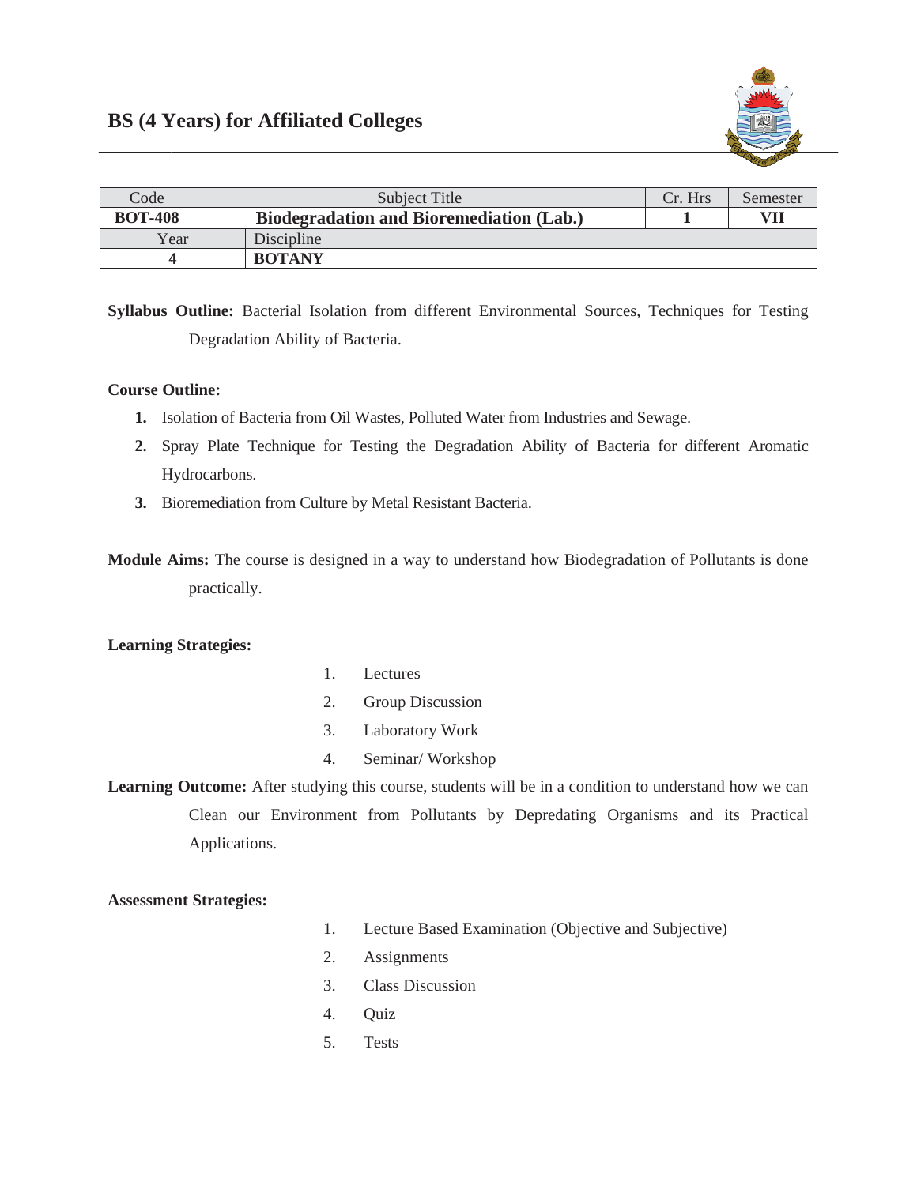# BS (4 Years) for Affiliated Colleges

| Code | Subject Title | Cr. Hrs | Semester |
|---|---|---|---|
| **BOT-408** | **Biodegradation and Bioremediation (Lab.)** | **1** | **VII** |
| Year | Discipline | | |
| **4** | **BOTANY** | | |

**Syllabus Outline:** Bacterial Isolation from different Environmental Sources, Techniques for Testing Degradation Ability of Bacteria.

**Course Outline:**

1. Isolation of Bacteria from Oil Wastes, Polluted Water from Industries and Sewage.
2. Spray Plate Technique for Testing the Degradation Ability of Bacteria for different Aromatic Hydrocarbons.
3. Bioremediation from Culture by Metal Resistant Bacteria.

**Module Aims:** The course is designed in a way to understand how Biodegradation of Pollutants is done practically.

**Learning Strategies:**

1. Lectures
2. Group Discussion
3. Laboratory Work
4. Seminar/ Workshop

**Learning Outcome:** After studying this course, students will be in a condition to understand how we can Clean our Environment from Pollutants by Depredating Organisms and its Practical Applications.

**Assessment Strategies:**

1. Lecture Based Examination (Objective and Subjective)
2. Assignments
3. Class Discussion
4. Quiz
5. Tests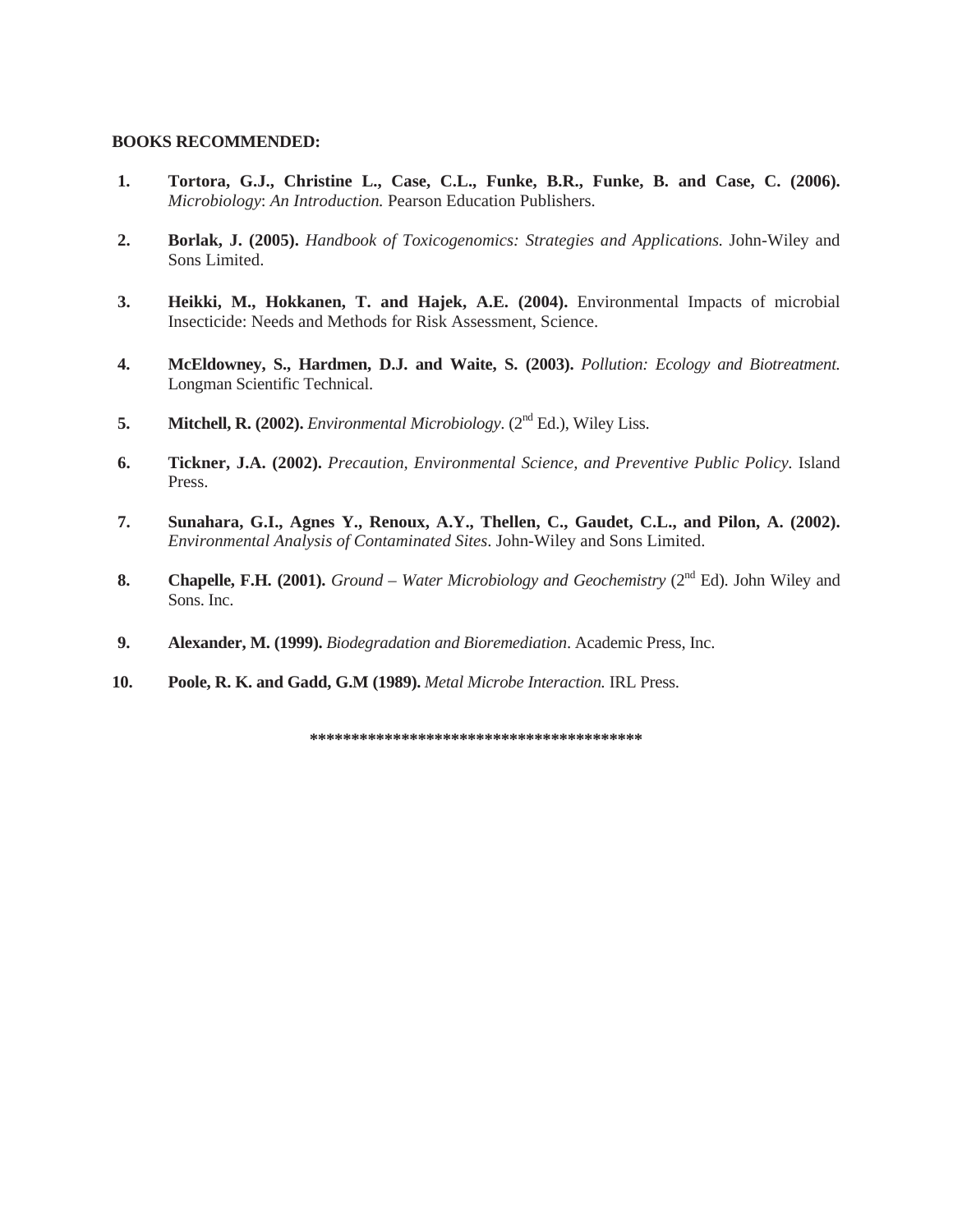**BOOKS RECOMMENDED:**

1. **Tortora, G.J., Christine L., Case, C.L., Funke, B.R., Funke, B. and Case, C. (2006).** *Microbiology*: *An Introduction.* Pearson Education Publishers.

2. **Borlak, J. (2005).** *Handbook of Toxicogenomics: Strategies and Applications.* John-Wiley and Sons Limited.

3. **Heikki, M., Hokkanen, T. and Hajek, A.E. (2004).** Environmental Impacts of microbial Insecticide: Needs and Methods for Risk Assessment, Science.

4. **McEldowney, S., Hardmen, D.J. and Waite, S. (2003).** *Pollution: Ecology and Biotreatment.* Longman Scientific Technical.

5. **Mitchell, R. (2002).** *Environmental Microbiology*. (2nd Ed.), Wiley Liss.

6. **Tickner, J.A. (2002).** *Precaution, Environmental Science, and Preventive Public Policy*. Island Press.

7. **Sunahara, G.I., Agnes Y., Renoux, A.Y., Thellen, C., Gaudet, C.L., and Pilon, A. (2002).** *Environmental Analysis of Contaminated Sites*. John-Wiley and Sons Limited.

8. **Chapelle, F.H. (2001).** *Ground – Water Microbiology and Geochemistry* (2nd Ed). John Wiley and Sons. Inc.

9. **Alexander, M. (1999).** *Biodegradation and Bioremediation*. Academic Press, Inc.

10. **Poole, R. K. and Gadd, G.M (1989).** *Metal Microbe Interaction.* IRL Press.

****************************************